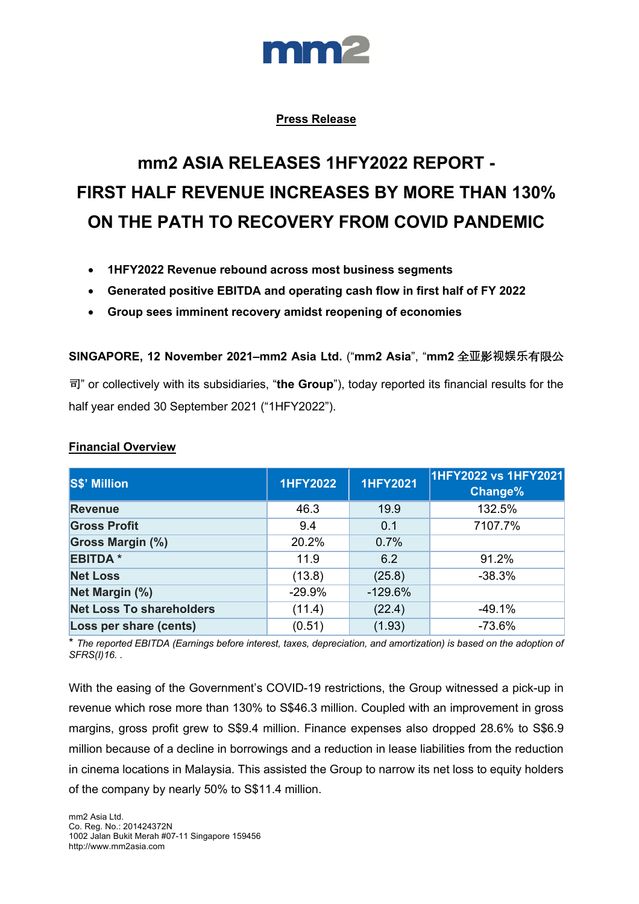mm2

**Press Release**

# mm2 ASIA RELEASES 1HFY2022 REPORT - FIRST HALF REVENUE INCREASES BY MORE THAN 130% ON THE PATH TO RECOVERY FROM COVID PANDEMIC

- **1HFY2022 Revenue rebound across most business segments**
- **Generated positive EBITDA and operating cash flow in first half of FY 2022**
- **Group sees imminent recovery amidst reopening of economies**

**SINGAPORE, 12 November 2021–mm2 Asia Ltd.** ("**mm2 Asia**", "**mm2 全亚影视娱乐有限公司**" or collectively with its subsidiaries, "**the Group**"), today reported its financial results for the half year ended 30 September 2021 ("1HFY2022").

**Financial Overview**

| S$' Million | 1HFY2022 | 1HFY2021 | 1HFY2022 vs 1HFY2021 Change% |
|---|---|---|---|
| Revenue | 46.3 | 19.9 | 132.5% |
| Gross Profit | 9.4 | 0.1 | 7107.7% |
| Gross Margin (%) | 20.2% | 0.7% | |
| EBITDA * | 11.9 | 6.2 | 91.2% |
| Net Loss | (13.8) | (25.8) | -38.3% |
| Net Margin (%) | -29.9% | -129.6% | |
| Net Loss To shareholders | (11.4) | (22.4) | -49.1% |
| Loss per share (cents) | (0.51) | (1.93) | -73.6% |

* *The reported EBITDA (Earnings before interest, taxes, depreciation, and amortization) is based on the adoption of SFRS(I)16. .*

With the easing of the Government's COVID-19 restrictions, the Group witnessed a pick-up in revenue which rose more than 130% to S$46.3 million. Coupled with an improvement in gross margins, gross profit grew to S$9.4 million. Finance expenses also dropped 28.6% to S$6.9 million because of a decline in borrowings and a reduction in lease liabilities from the reduction in cinema locations in Malaysia. This assisted the Group to narrow its net loss to equity holders of the company by nearly 50% to S$11.4 million.

mm2 Asia Ltd.
Co. Reg. No.: 201424372N
1002 Jalan Bukit Merah #07-11 Singapore 159456
http://www.mm2asia.com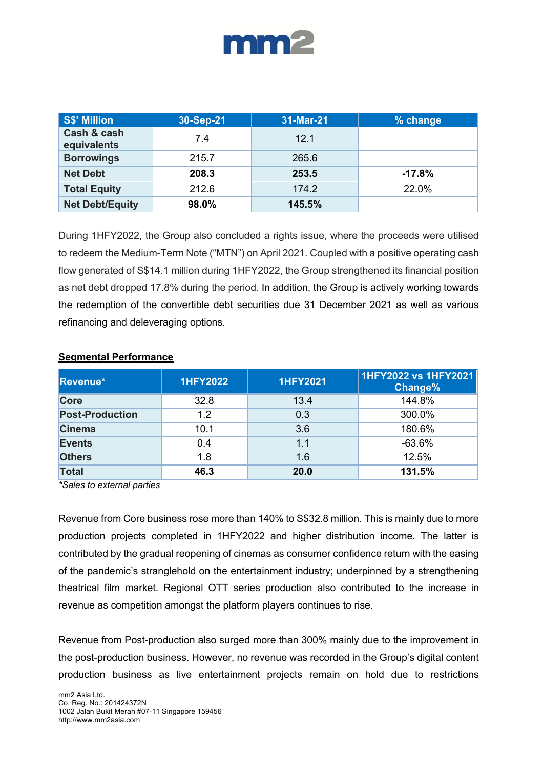| S$' Million | 30-Sep-21 | 31-Mar-21 | % change |
|---|---|---|---|
| Cash & cash equivalents | 7.4 | 12.1 | |
| Borrowings | 215.7 | 265.6 | |
| **Net Debt** | **208.3** | **253.5** | **-17.8%** |
| Total Equity | 212.6 | 174.2 | 22.0% |
| **Net Debt/Equity** | **98.0%** | **145.5%** | |

During 1HFY2022, the Group also concluded a rights issue, where the proceeds were utilised to redeem the Medium-Term Note ("MTN") on April 2021. Coupled with a positive operating cash flow generated of S$14.1 million during 1HFY2022, the Group strengthened its financial position as net debt dropped 17.8% during the period. In addition, the Group is actively working towards the redemption of the convertible debt securities due 31 December 2021 as well as various refinancing and deleveraging options.

**Segmental Performance**

| Revenue* | 1HFY2022 | 1HFY2021 | 1HFY2022 vs 1HFY2021 Change% |
|---|---|---|---|
| Core | 32.8 | 13.4 | 144.8% |
| Post-Production | 1.2 | 0.3 | 300.0% |
| Cinema | 10.1 | 3.6 | 180.6% |
| Events | 0.4 | 1.1 | -63.6% |
| Others | 1.8 | 1.6 | 12.5% |
| **Total** | **46.3** | **20.0** | **131.5%** |

*Sales to external parties*

Revenue from Core business rose more than 140% to S$32.8 million. This is mainly due to more production projects completed in 1HFY2022 and higher distribution income. The latter is contributed by the gradual reopening of cinemas as consumer confidence return with the easing of the pandemic's stranglehold on the entertainment industry; underpinned by a strengthening theatrical film market. Regional OTT series production also contributed to the increase in revenue as competition amongst the platform players continues to rise.

Revenue from Post-production also surged more than 300% mainly due to the improvement in the post-production business. However, no revenue was recorded in the Group's digital content production business as live entertainment projects remain on hold due to restrictions

mm2 Asia Ltd.
Co. Reg. No.: 201424372N
1002 Jalan Bukit Merah #07-11 Singapore 159456
http://www.mm2asia.com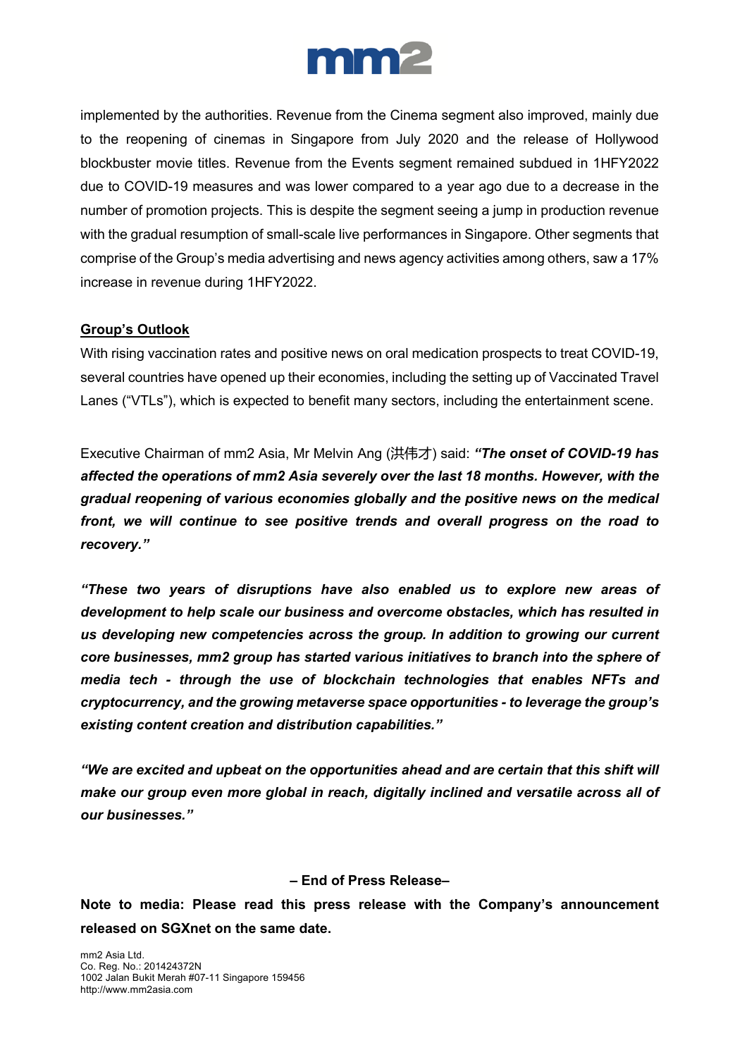implemented by the authorities. Revenue from the Cinema segment also improved, mainly due to the reopening of cinemas in Singapore from July 2020 and the release of Hollywood blockbuster movie titles. Revenue from the Events segment remained subdued in 1HFY2022 due to COVID-19 measures and was lower compared to a year ago due to a decrease in the number of promotion projects. This is despite the segment seeing a jump in production revenue with the gradual resumption of small-scale live performances in Singapore. Other segments that comprise of the Group's media advertising and news agency activities among others, saw a 17% increase in revenue during 1HFY2022.

## Group's Outlook

With rising vaccination rates and positive news on oral medication prospects to treat COVID-19, several countries have opened up their economies, including the setting up of Vaccinated Travel Lanes ("VTLs"), which is expected to benefit many sectors, including the entertainment scene.

Executive Chairman of mm2 Asia, Mr Melvin Ang (洪伟才) said: ***"The onset of COVID-19 has affected the operations of mm2 Asia severely over the last 18 months. However, with the gradual reopening of various economies globally and the positive news on the medical front, we will continue to see positive trends and overall progress on the road to recovery."***

***"These two years of disruptions have also enabled us to explore new areas of development to help scale our business and overcome obstacles, which has resulted in us developing new competencies across the group. In addition to growing our current core businesses, mm2 group has started various initiatives to branch into the sphere of media tech - through the use of blockchain technologies that enables NFTs and cryptocurrency, and the growing metaverse space opportunities - to leverage the group's existing content creation and distribution capabilities."***

***"We are excited and upbeat on the opportunities ahead and are certain that this shift will make our group even more global in reach, digitally inclined and versatile across all of our businesses."***

**– End of Press Release–**

**Note to media: Please read this press release with the Company's announcement released on SGXnet on the same date.**

mm2 Asia Ltd.
Co. Reg. No.: 201424372N
1002 Jalan Bukit Merah #07-11 Singapore 159456
http://www.mm2asia.com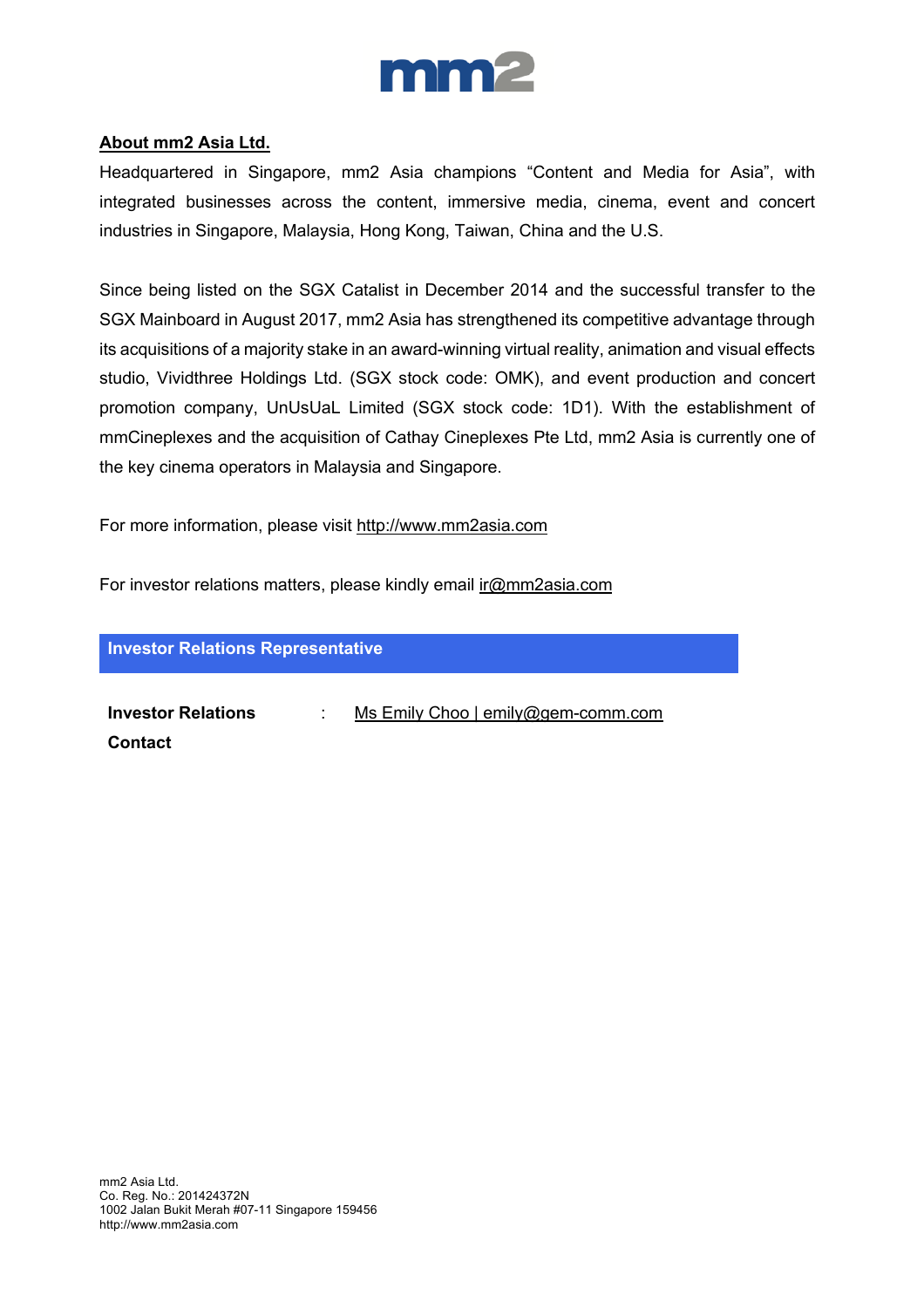**About mm2 Asia Ltd.**

Headquartered in Singapore, mm2 Asia champions "Content and Media for Asia", with integrated businesses across the content, immersive media, cinema, event and concert industries in Singapore, Malaysia, Hong Kong, Taiwan, China and the U.S.

Since being listed on the SGX Catalist in December 2014 and the successful transfer to the SGX Mainboard in August 2017, mm2 Asia has strengthened its competitive advantage through its acquisitions of a majority stake in an award-winning virtual reality, animation and visual effects studio, Vividthree Holdings Ltd. (SGX stock code: OMK), and event production and concert promotion company, UnUsUaL Limited (SGX stock code: 1D1). With the establishment of mmCineplexes and the acquisition of Cathay Cineplexes Pte Ltd, mm2 Asia is currently one of the key cinema operators in Malaysia and Singapore.

For more information, please visit http://www.mm2asia.com

For investor relations matters, please kindly email ir@mm2asia.com

**Investor Relations Representative**

| | | |
|---|---|---|
| **Investor Relations Contact** | : | Ms Emily Choo \| emily@gem-comm.com |

mm2 Asia Ltd.
Co. Reg. No.: 201424372N
1002 Jalan Bukit Merah #07-11 Singapore 159456
http://www.mm2asia.com